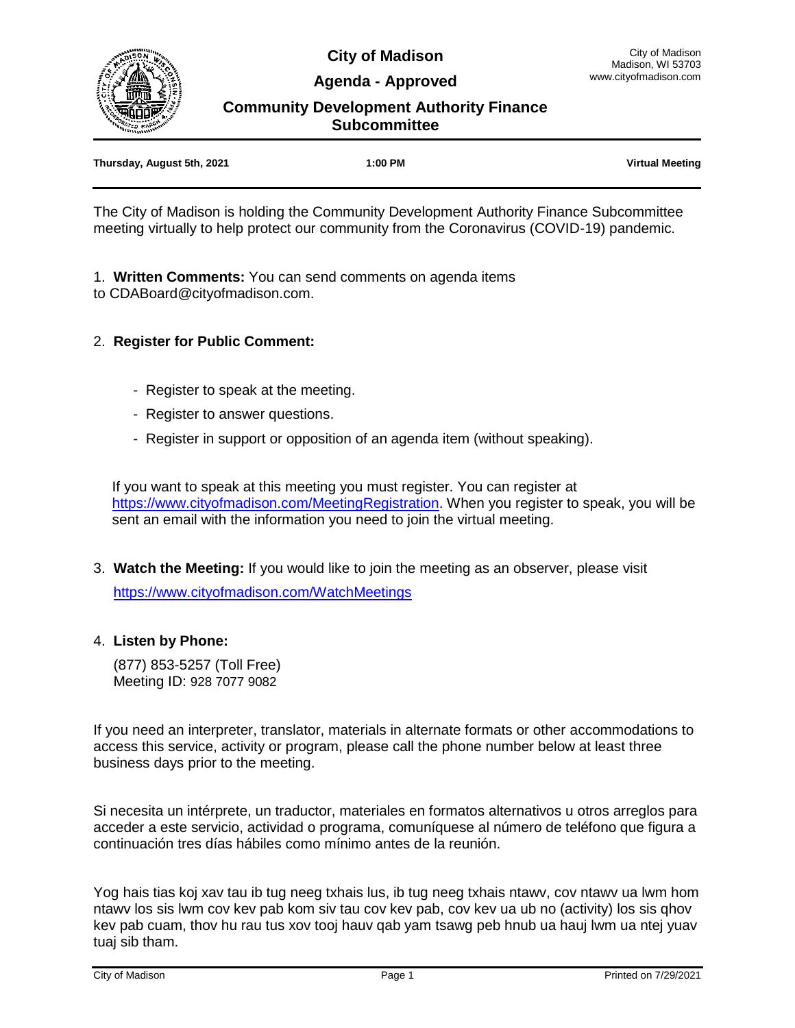# City of Madison

## Agenda - Approved

## Community Development Authority Finance Subcommittee

City of Madison
Madison, WI 53703
www.cityofmadison.com

**Thursday, August 5th, 2021** | **1:00 PM** | **Virtual Meeting**

The City of Madison is holding the Community Development Authority Finance Subcommittee meeting virtually to help protect our community from the Coronavirus (COVID-19) pandemic.

1. **Written Comments:** You can send comments on agenda items to CDABoard@cityofmadison.com.

2. **Register for Public Comment:**

   - Register to speak at the meeting.
   - Register to answer questions.
   - Register in support or opposition of an agenda item (without speaking).

   If you want to speak at this meeting you must register. You can register at https://www.cityofmadison.com/MeetingRegistration. When you register to speak, you will be sent an email with the information you need to join the virtual meeting.

3. **Watch the Meeting:** If you would like to join the meeting as an observer, please visit https://www.cityofmadison.com/WatchMeetings

4. **Listen by Phone:**

   (877) 853-5257 (Toll Free)
   Meeting ID: 928 7077 9082

If you need an interpreter, translator, materials in alternate formats or other accommodations to access this service, activity or program, please call the phone number below at least three business days prior to the meeting.

Si necesita un intérprete, un traductor, materiales en formatos alternativos u otros arreglos para acceder a este servicio, actividad o programa, comuníquese al número de teléfono que figura a continuación tres días hábiles como mínimo antes de la reunión.

Yog hais tias koj xav tau ib tug neeg txhais lus, ib tug neeg txhais ntawv, cov ntawv ua lwm hom ntawv los sis lwm cov kev pab kom siv tau cov kev pab, cov kev ua ub no (activity) los sis qhov kev pab cuam, thov hu rau tus xov tooj hauv qab yam tsawg peb hnub ua hauj lwm ua ntej yuav tuaj sib tham.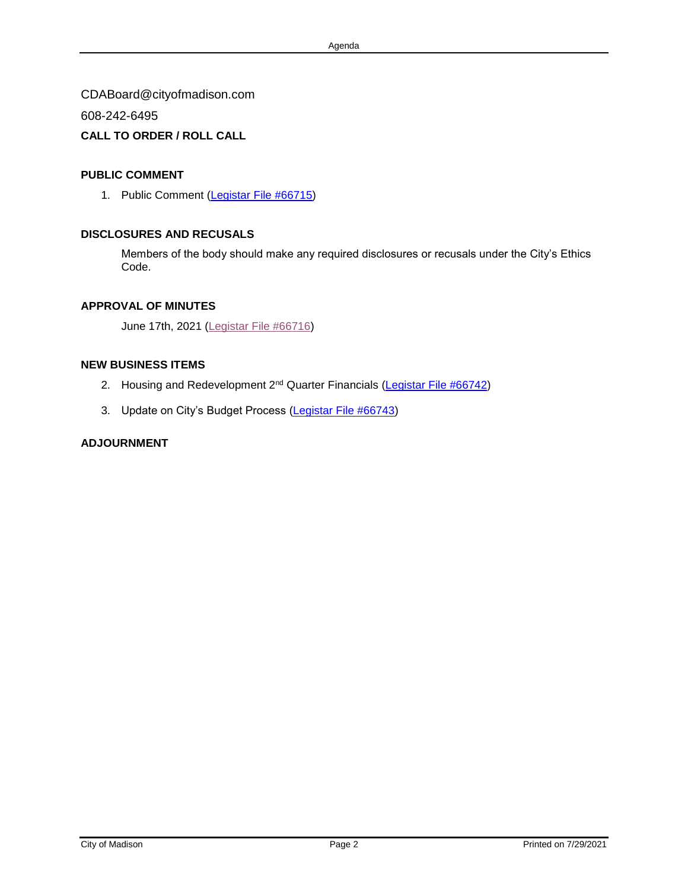CDABoard@cityofmadison.com

608-242-6495

**CALL TO ORDER / ROLL CALL**

**PUBLIC COMMENT**

1. Public Comment (Legistar File #66715)

**DISCLOSURES AND RECUSALS**

Members of the body should make any required disclosures or recusals under the City's Ethics Code.

**APPROVAL OF MINUTES**

June 17th, 2021 (Legistar File #66716)

**NEW BUSINESS ITEMS**

2. Housing and Redevelopment 2nd Quarter Financials (Legistar File #66742)

3. Update on City's Budget Process (Legistar File #66743)

**ADJOURNMENT**